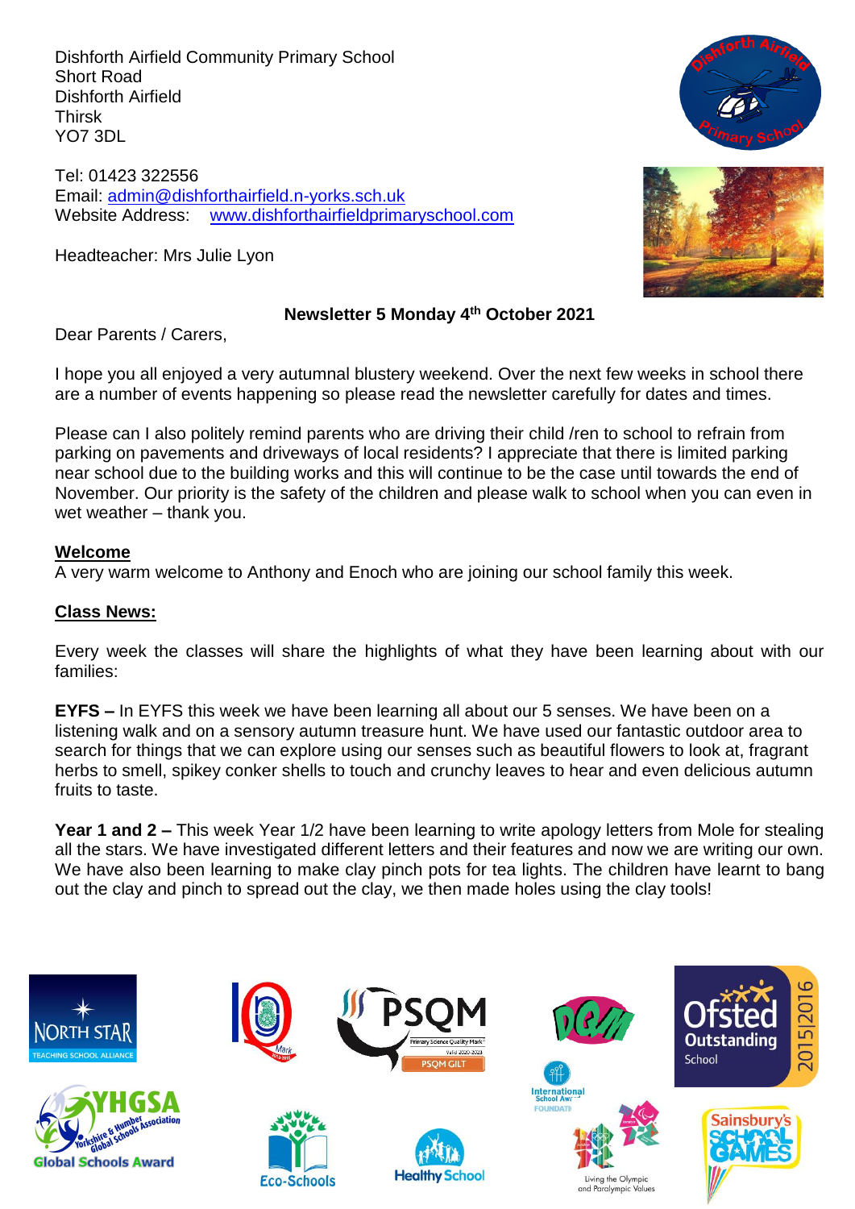Dishforth Airfield Community Primary School
Short Road
Dishforth Airfield
Thirsk
YO7 3DL

Tel: 01423 322556
Email: admin@dishforthairfield.n-yorks.sch.uk
Website Address: www.dishforthairfieldprimaryschool.com

Headteacher: Mrs Julie Lyon

**Newsletter 5 Monday 4th October 2021**

Dear Parents / Carers,

I hope you all enjoyed a very autumnal blustery weekend. Over the next few weeks in school there are a number of events happening so please read the newsletter carefully for dates and times.

Please can I also politely remind parents who are driving their child /ren to school to refrain from parking on pavements and driveways of local residents? I appreciate that there is limited parking near school due to the building works and this will continue to be the case until towards the end of November. Our priority is the safety of the children and please walk to school when you can even in wet weather – thank you.

## Welcome

A very warm welcome to Anthony and Enoch who are joining our school family this week.

## Class News:

Every week the classes will share the highlights of what they have been learning about with our families:

**EYFS –** In EYFS this week we have been learning all about our 5 senses. We have been on a listening walk and on a sensory autumn treasure hunt. We have used our fantastic outdoor area to search for things that we can explore using our senses such as beautiful flowers to look at, fragrant herbs to smell, spikey conker shells to touch and crunchy leaves to hear and even delicious autumn fruits to taste.

**Year 1 and 2 –** This week Year 1/2 have been learning to write apology letters from Mole for stealing all the stars. We have investigated different letters and their features and now we are writing our own. We have also been learning to make clay pinch pots for tea lights. The children have learnt to bang out the clay and pinch to spread out the clay, we then made holes using the clay tools!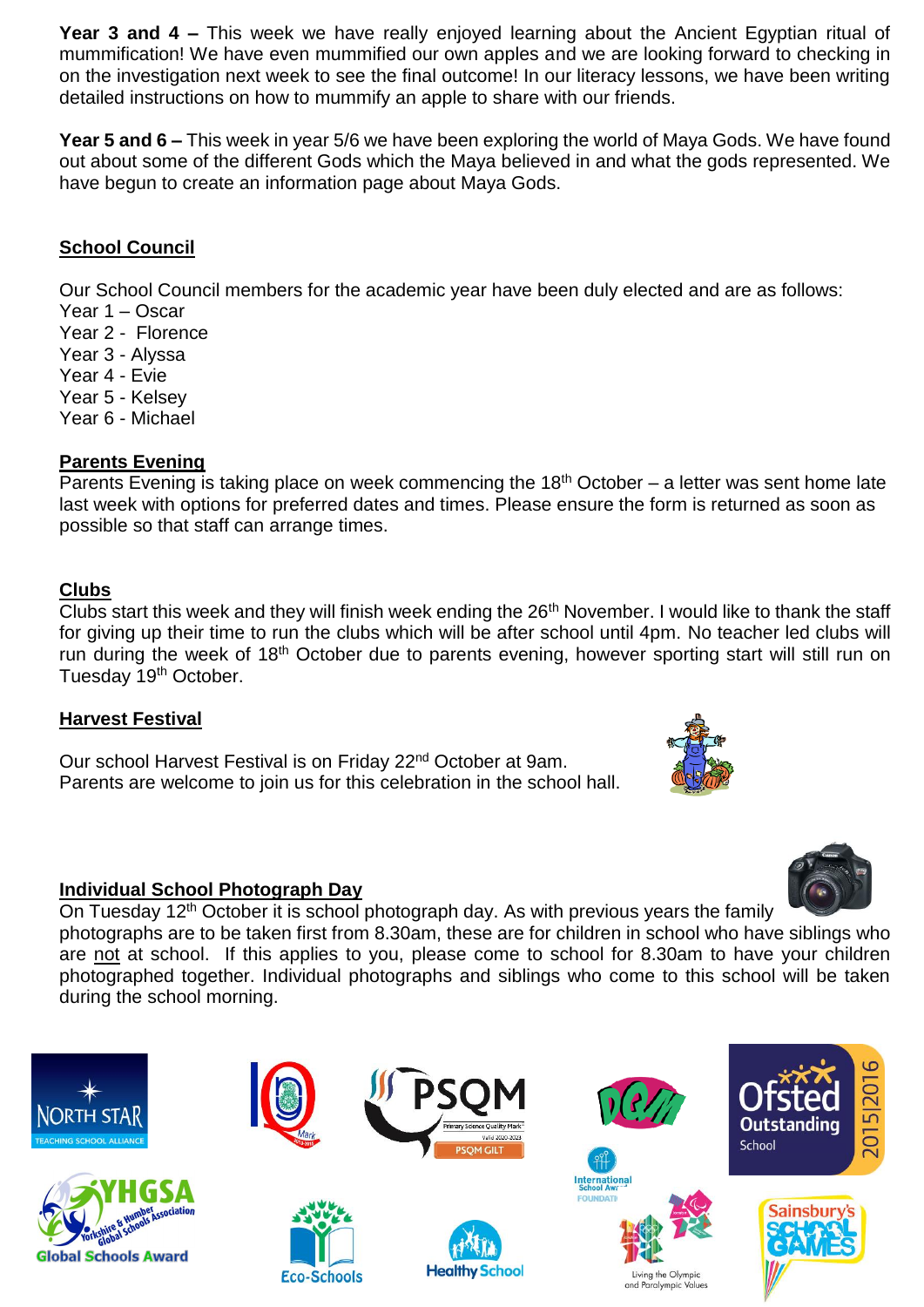**Year 3 and 4 –** This week we have really enjoyed learning about the Ancient Egyptian ritual of mummification! We have even mummified our own apples and we are looking forward to checking in on the investigation next week to see the final outcome! In our literacy lessons, we have been writing detailed instructions on how to mummify an apple to share with our friends.

**Year 5 and 6 –** This week in year 5/6 we have been exploring the world of Maya Gods. We have found out about some of the different Gods which the Maya believed in and what the gods represented. We have begun to create an information page about Maya Gods.

## School Council

Our School Council members for the academic year have been duly elected and are as follows:
Year 1 – Oscar
Year 2 - Florence
Year 3 - Alyssa
Year 4 - Evie
Year 5 - Kelsey
Year 6 - Michael

## Parents Evening

Parents Evening is taking place on week commencing the 18th October – a letter was sent home late last week with options for preferred dates and times. Please ensure the form is returned as soon as possible so that staff can arrange times.

## Clubs

Clubs start this week and they will finish week ending the 26th November. I would like to thank the staff for giving up their time to run the clubs which will be after school until 4pm. No teacher led clubs will run during the week of 18th October due to parents evening, however sporting start will still run on Tuesday 19th October.

## Harvest Festival

Our school Harvest Festival is on Friday 22nd October at 9am.
Parents are welcome to join us for this celebration in the school hall.

## Individual School Photograph Day

On Tuesday 12th October it is school photograph day. As with previous years the family photographs are to be taken first from 8.30am, these are for children in school who have siblings who are not at school. If this applies to you, please come to school for 8.30am to have your children photographed together. Individual photographs and siblings who come to this school will be taken during the school morning.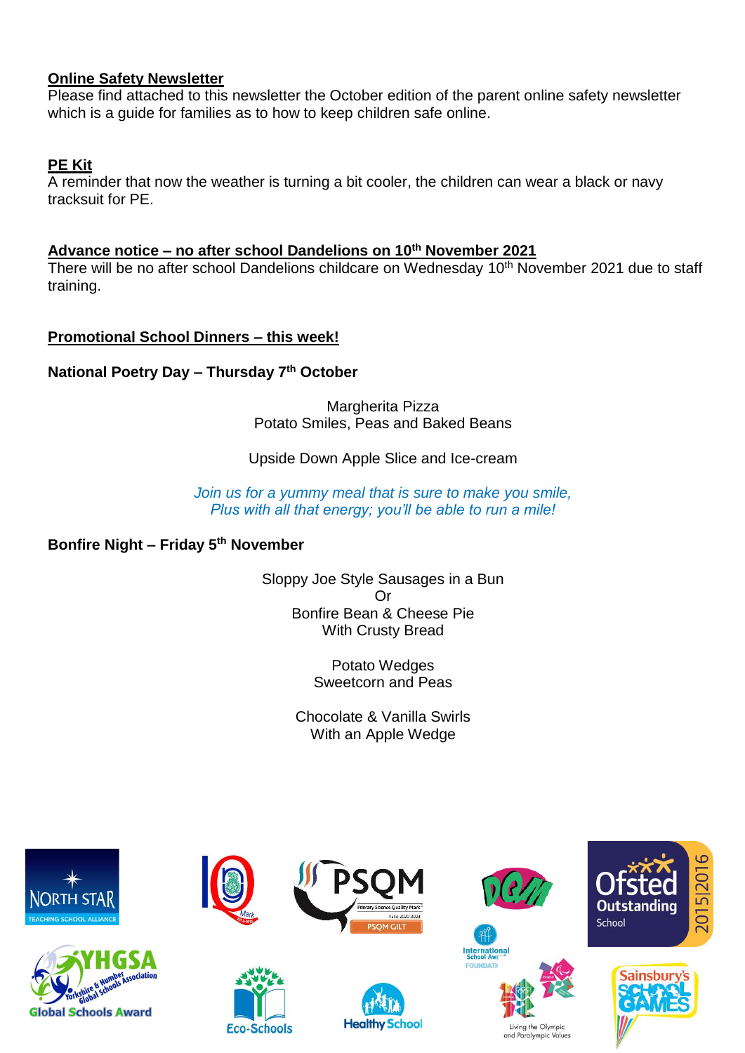**Online Safety Newsletter**

Please find attached to this newsletter the October edition of the parent online safety newsletter which is a guide for families as to how to keep children safe online.

**PE Kit**

A reminder that now the weather is turning a bit cooler, the children can wear a black or navy tracksuit for PE.

**Advance notice – no after school Dandelions on 10th November 2021**

There will be no after school Dandelions childcare on Wednesday 10th November 2021 due to staff training.

**Promotional School Dinners – this week!**

**National Poetry Day – Thursday 7th October**

Margherita Pizza
Potato Smiles, Peas and Baked Beans

Upside Down Apple Slice and Ice-cream

*Join us for a yummy meal that is sure to make you smile,*
*Plus with all that energy; you'll be able to run a mile!*

**Bonfire Night – Friday 5th November**

Sloppy Joe Style Sausages in a Bun
Or
Bonfire Bean & Cheese Pie
With Crusty Bread

Potato Wedges
Sweetcorn and Peas

Chocolate & Vanilla Swirls
With an Apple Wedge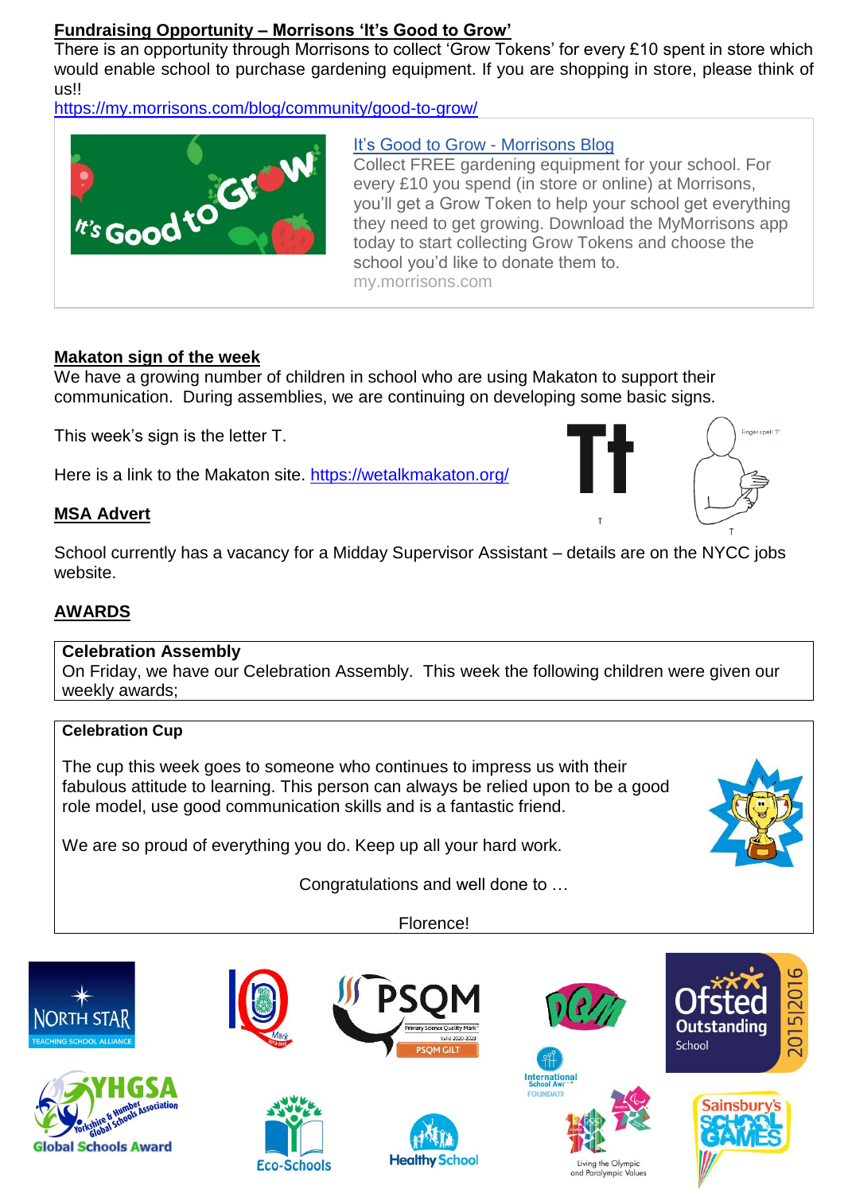**Fundraising Opportunity – Morrisons 'It's Good to Grow'**

There is an opportunity through Morrisons to collect 'Grow Tokens' for every £10 spent in store which would enable school to purchase gardening equipment. If you are shopping in store, please think of us!!

https://my.morrisons.com/blog/community/good-to-grow/

It's Good to Grow - Morrisons Blog

Collect FREE gardening equipment for your school. For every £10 you spend (in store or online) at Morrisons, you'll get a Grow Token to help your school get everything they need to get growing. Download the MyMorrisons app today to start collecting Grow Tokens and choose the school you'd like to donate them to.

my.morrisons.com

**Makaton sign of the week**

We have a growing number of children in school who are using Makaton to support their communication. During assemblies, we are continuing on developing some basic signs.

This week's sign is the letter T.

Here is a link to the Makaton site. https://wetalkmakaton.org/

**MSA Advert**

School currently has a vacancy for a Midday Supervisor Assistant – details are on the NYCC jobs website.

**AWARDS**

**Celebration Assembly**

On Friday, we have our Celebration Assembly. This week the following children were given our weekly awards;

**Celebration Cup**

The cup this week goes to someone who continues to impress us with their fabulous attitude to learning. This person can always be relied upon to be a good role model, use good communication skills and is a fantastic friend.

We are so proud of everything you do. Keep up all your hard work.

Congratulations and well done to …

Florence!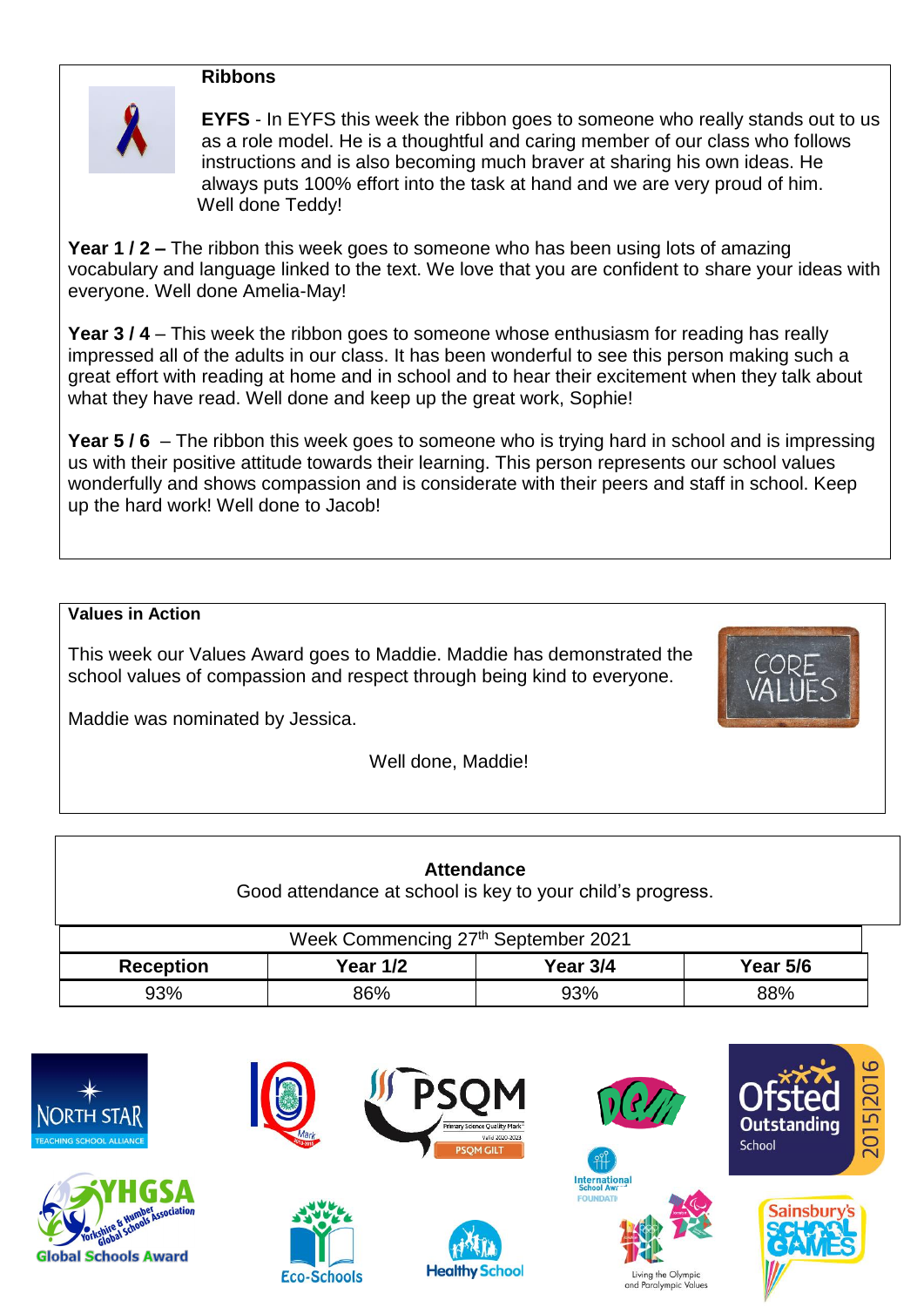## Ribbons

**EYFS** - In EYFS this week the ribbon goes to someone who really stands out to us as a role model. He is a thoughtful and caring member of our class who follows instructions and is also becoming much braver at sharing his own ideas. He always puts 100% effort into the task at hand and we are very proud of him. Well done Teddy!

**Year 1 / 2 –** The ribbon this week goes to someone who has been using lots of amazing vocabulary and language linked to the text. We love that you are confident to share your ideas with everyone. Well done Amelia-May!

**Year 3 / 4** – This week the ribbon goes to someone whose enthusiasm for reading has really impressed all of the adults in our class. It has been wonderful to see this person making such a great effort with reading at home and in school and to hear their excitement when they talk about what they have read. Well done and keep up the great work, Sophie!

**Year 5 / 6** – The ribbon this week goes to someone who is trying hard in school and is impressing us with their positive attitude towards their learning. This person represents our school values wonderfully and shows compassion and is considerate with their peers and staff in school. Keep up the hard work! Well done to Jacob!

## Values in Action

This week our Values Award goes to Maddie. Maddie has demonstrated the school values of compassion and respect through being kind to everyone.

Maddie was nominated by Jessica.

Well done, Maddie!

## Attendance

Good attendance at school is key to your child's progress.

| Week Commencing 27th September 2021 | | | |
|---|---|---|---|
| **Reception** | **Year 1/2** | **Year 3/4** | **Year 5/6** |
| 93% | 86% | 93% | 88% |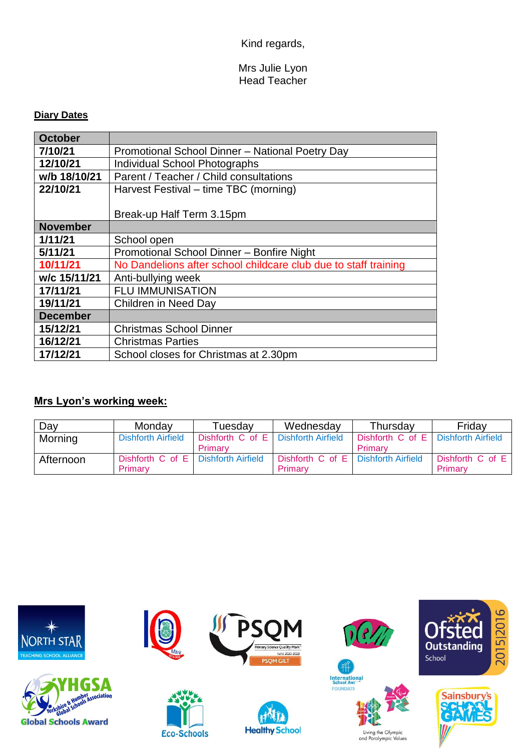Kind regards,

Mrs Julie Lyon
Head Teacher

**Diary Dates**

| | |
|---|---|
| **October** | |
| **7/10/21** | Promotional School Dinner – National Poetry Day |
| **12/10/21** | Individual School Photographs |
| **w/b 18/10/21** | Parent / Teacher / Child consultations |
| **22/10/21** | Harvest Festival – time TBC (morning)<br><br>Break-up Half Term 3.15pm |
| **November** | |
| **1/11/21** | School open |
| **5/11/21** | Promotional School Dinner – Bonfire Night |
| **10/11/21** | No Dandelions after school childcare club due to staff training |
| **w/c 15/11/21** | Anti-bullying week |
| **17/11/21** | FLU IMMUNISATION |
| **19/11/21** | Children in Need Day |
| **December** | |
| **15/12/21** | Christmas School Dinner |
| **16/12/21** | Christmas Parties |
| **17/12/21** | School closes for Christmas at 2.30pm |

**Mrs Lyon's working week:**

| Day | Monday | Tuesday | Wednesday | Thursday | Friday |
|---|---|---|---|---|---|
| Morning | Dishforth Airfield | Dishforth C of E Primary | Dishforth Airfield | Dishforth C of E Primary | Dishforth Airfield |
| Afternoon | Dishforth C of E Primary | Dishforth Airfield | Dishforth C of E Primary | Dishforth Airfield | Dishforth C of E Primary |